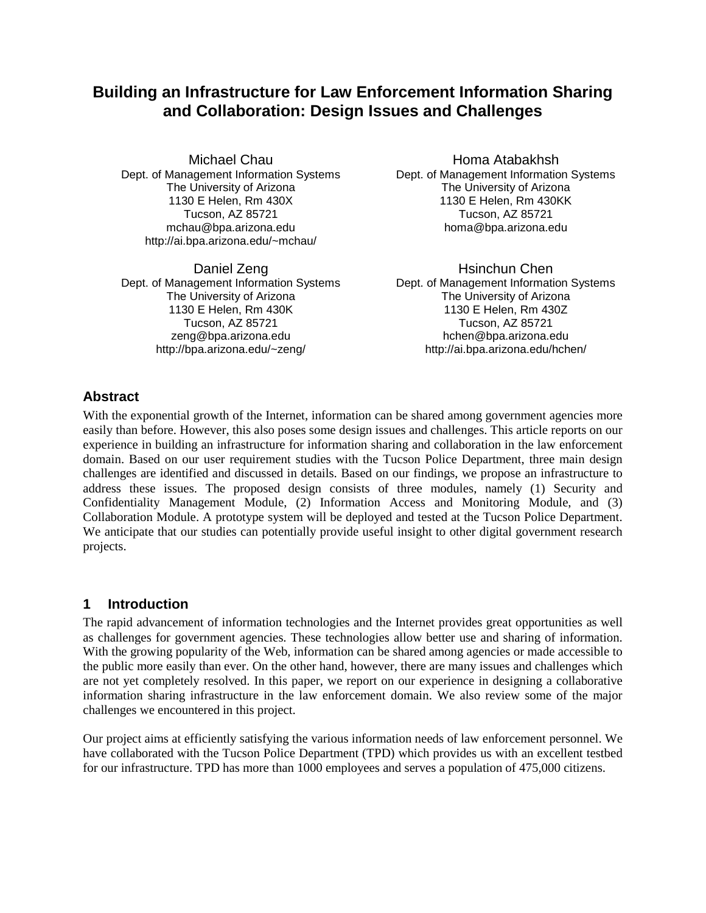# Building an Infrastructure for Law Enforcement Information Sharing and Collaboration: Design Issues and Challenges

Michael Chau
Dept. of Management Information Systems
The University of Arizona
1130 E Helen, Rm 430X
Tucson, AZ 85721
mchau@bpa.arizona.edu
http://ai.bpa.arizona.edu/~mchau/

Homa Atabakhsh
Dept. of Management Information Systems
The University of Arizona
1130 E Helen, Rm 430KK
Tucson, AZ 85721
homa@bpa.arizona.edu

Daniel Zeng
Dept. of Management Information Systems
The University of Arizona
1130 E Helen, Rm 430K
Tucson, AZ 85721
zeng@bpa.arizona.edu
http://bpa.arizona.edu/~zeng/

Hsinchun Chen
Dept. of Management Information Systems
The University of Arizona
1130 E Helen, Rm 430Z
Tucson, AZ 85721
hchen@bpa.arizona.edu
http://ai.bpa.arizona.edu/hchen/

## Abstract

With the exponential growth of the Internet, information can be shared among government agencies more easily than before. However, this also poses some design issues and challenges. This article reports on our experience in building an infrastructure for information sharing and collaboration in the law enforcement domain. Based on our user requirement studies with the Tucson Police Department, three main design challenges are identified and discussed in details. Based on our findings, we propose an infrastructure to address these issues. The proposed design consists of three modules, namely (1) Security and Confidentiality Management Module, (2) Information Access and Monitoring Module, and (3) Collaboration Module. A prototype system will be deployed and tested at the Tucson Police Department. We anticipate that our studies can potentially provide useful insight to other digital government research projects.

## 1 Introduction

The rapid advancement of information technologies and the Internet provides great opportunities as well as challenges for government agencies. These technologies allow better use and sharing of information. With the growing popularity of the Web, information can be shared among agencies or made accessible to the public more easily than ever. On the other hand, however, there are many issues and challenges which are not yet completely resolved. In this paper, we report on our experience in designing a collaborative information sharing infrastructure in the law enforcement domain. We also review some of the major challenges we encountered in this project.

Our project aims at efficiently satisfying the various information needs of law enforcement personnel. We have collaborated with the Tucson Police Department (TPD) which provides us with an excellent testbed for our infrastructure. TPD has more than 1000 employees and serves a population of 475,000 citizens.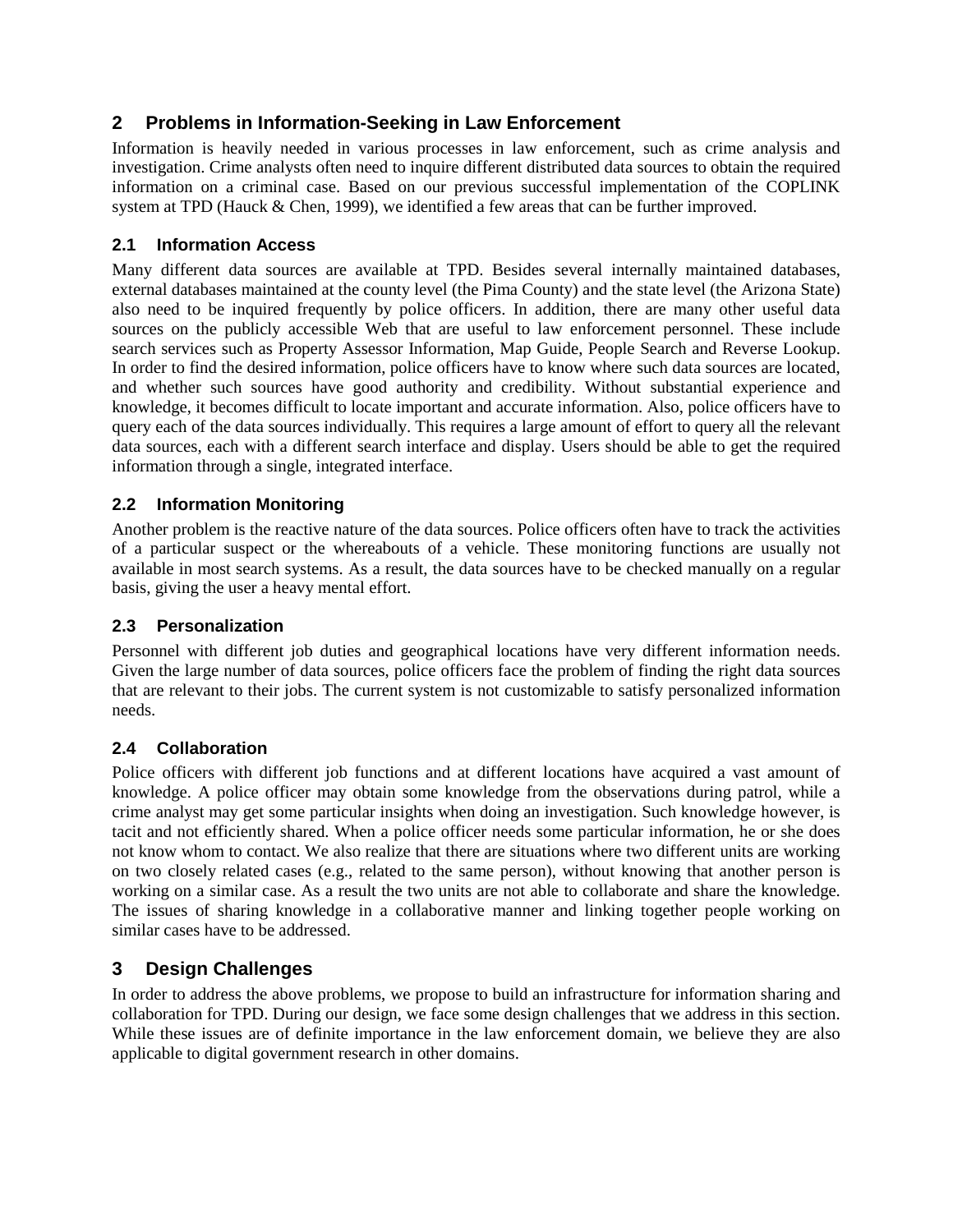## 2 Problems in Information-Seeking in Law Enforcement

Information is heavily needed in various processes in law enforcement, such as crime analysis and investigation. Crime analysts often need to inquire different distributed data sources to obtain the required information on a criminal case. Based on our previous successful implementation of the COPLINK system at TPD (Hauck & Chen, 1999), we identified a few areas that can be further improved.

### 2.1 Information Access

Many different data sources are available at TPD. Besides several internally maintained databases, external databases maintained at the county level (the Pima County) and the state level (the Arizona State) also need to be inquired frequently by police officers. In addition, there are many other useful data sources on the publicly accessible Web that are useful to law enforcement personnel. These include search services such as Property Assessor Information, Map Guide, People Search and Reverse Lookup. In order to find the desired information, police officers have to know where such data sources are located, and whether such sources have good authority and credibility. Without substantial experience and knowledge, it becomes difficult to locate important and accurate information. Also, police officers have to query each of the data sources individually. This requires a large amount of effort to query all the relevant data sources, each with a different search interface and display. Users should be able to get the required information through a single, integrated interface.

### 2.2 Information Monitoring

Another problem is the reactive nature of the data sources. Police officers often have to track the activities of a particular suspect or the whereabouts of a vehicle. These monitoring functions are usually not available in most search systems. As a result, the data sources have to be checked manually on a regular basis, giving the user a heavy mental effort.

### 2.3 Personalization

Personnel with different job duties and geographical locations have very different information needs. Given the large number of data sources, police officers face the problem of finding the right data sources that are relevant to their jobs. The current system is not customizable to satisfy personalized information needs.

### 2.4 Collaboration

Police officers with different job functions and at different locations have acquired a vast amount of knowledge. A police officer may obtain some knowledge from the observations during patrol, while a crime analyst may get some particular insights when doing an investigation. Such knowledge however, is tacit and not efficiently shared. When a police officer needs some particular information, he or she does not know whom to contact. We also realize that there are situations where two different units are working on two closely related cases (e.g., related to the same person), without knowing that another person is working on a similar case. As a result the two units are not able to collaborate and share the knowledge. The issues of sharing knowledge in a collaborative manner and linking together people working on similar cases have to be addressed.

## 3 Design Challenges

In order to address the above problems, we propose to build an infrastructure for information sharing and collaboration for TPD. During our design, we face some design challenges that we address in this section. While these issues are of definite importance in the law enforcement domain, we believe they are also applicable to digital government research in other domains.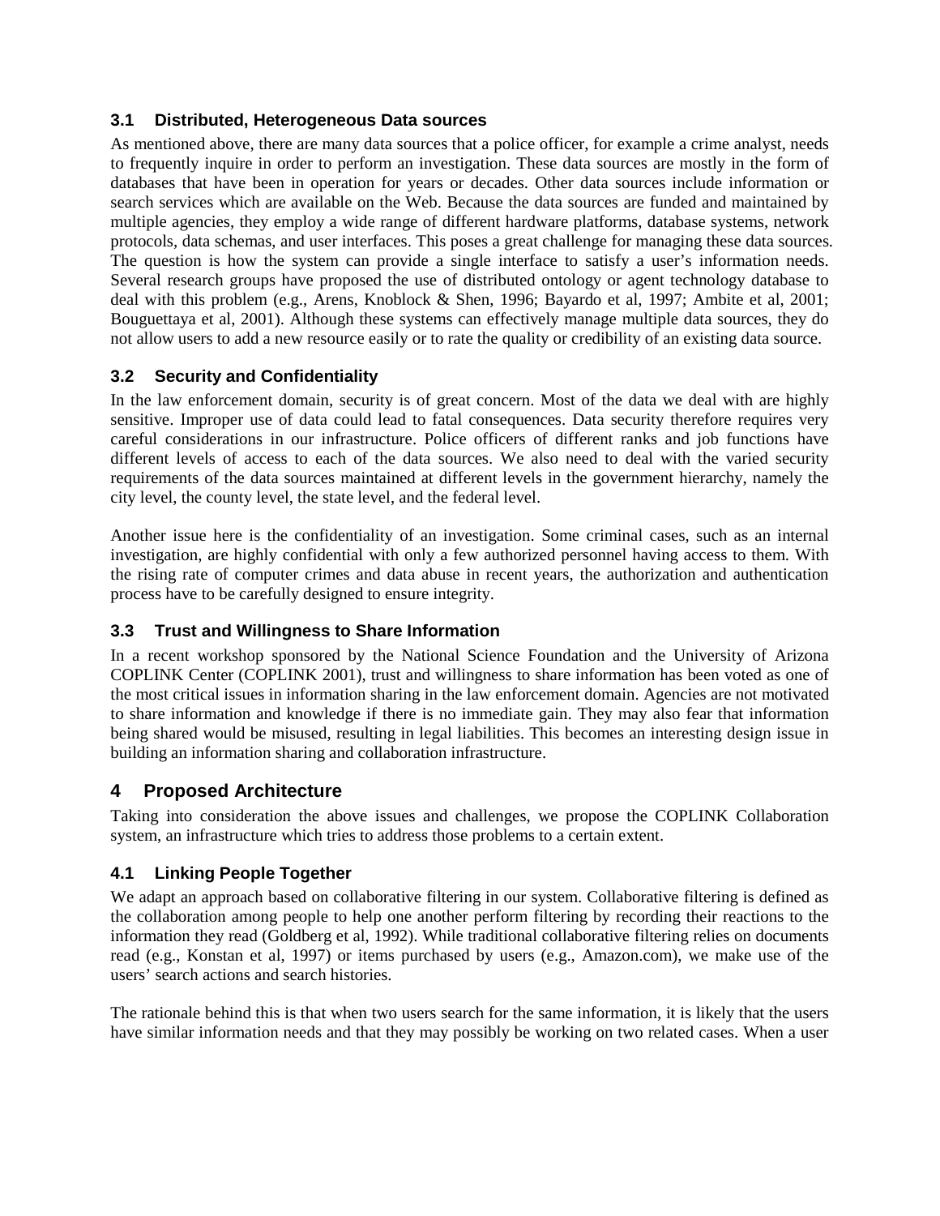### 3.1 Distributed, Heterogeneous Data sources

As mentioned above, there are many data sources that a police officer, for example a crime analyst, needs to frequently inquire in order to perform an investigation. These data sources are mostly in the form of databases that have been in operation for years or decades. Other data sources include information or search services which are available on the Web. Because the data sources are funded and maintained by multiple agencies, they employ a wide range of different hardware platforms, database systems, network protocols, data schemas, and user interfaces. This poses a great challenge for managing these data sources. The question is how the system can provide a single interface to satisfy a user's information needs. Several research groups have proposed the use of distributed ontology or agent technology database to deal with this problem (e.g., Arens, Knoblock & Shen, 1996; Bayardo et al, 1997; Ambite et al, 2001; Bouguettaya et al, 2001). Although these systems can effectively manage multiple data sources, they do not allow users to add a new resource easily or to rate the quality or credibility of an existing data source.

### 3.2 Security and Confidentiality

In the law enforcement domain, security is of great concern. Most of the data we deal with are highly sensitive. Improper use of data could lead to fatal consequences. Data security therefore requires very careful considerations in our infrastructure. Police officers of different ranks and job functions have different levels of access to each of the data sources. We also need to deal with the varied security requirements of the data sources maintained at different levels in the government hierarchy, namely the city level, the county level, the state level, and the federal level.

Another issue here is the confidentiality of an investigation. Some criminal cases, such as an internal investigation, are highly confidential with only a few authorized personnel having access to them. With the rising rate of computer crimes and data abuse in recent years, the authorization and authentication process have to be carefully designed to ensure integrity.

### 3.3 Trust and Willingness to Share Information

In a recent workshop sponsored by the National Science Foundation and the University of Arizona COPLINK Center (COPLINK 2001), trust and willingness to share information has been voted as one of the most critical issues in information sharing in the law enforcement domain. Agencies are not motivated to share information and knowledge if there is no immediate gain. They may also fear that information being shared would be misused, resulting in legal liabilities. This becomes an interesting design issue in building an information sharing and collaboration infrastructure.

## 4 Proposed Architecture

Taking into consideration the above issues and challenges, we propose the COPLINK Collaboration system, an infrastructure which tries to address those problems to a certain extent.

### 4.1 Linking People Together

We adapt an approach based on collaborative filtering in our system. Collaborative filtering is defined as the collaboration among people to help one another perform filtering by recording their reactions to the information they read (Goldberg et al, 1992). While traditional collaborative filtering relies on documents read (e.g., Konstan et al, 1997) or items purchased by users (e.g., Amazon.com), we make use of the users' search actions and search histories.

The rationale behind this is that when two users search for the same information, it is likely that the users have similar information needs and that they may possibly be working on two related cases. When a user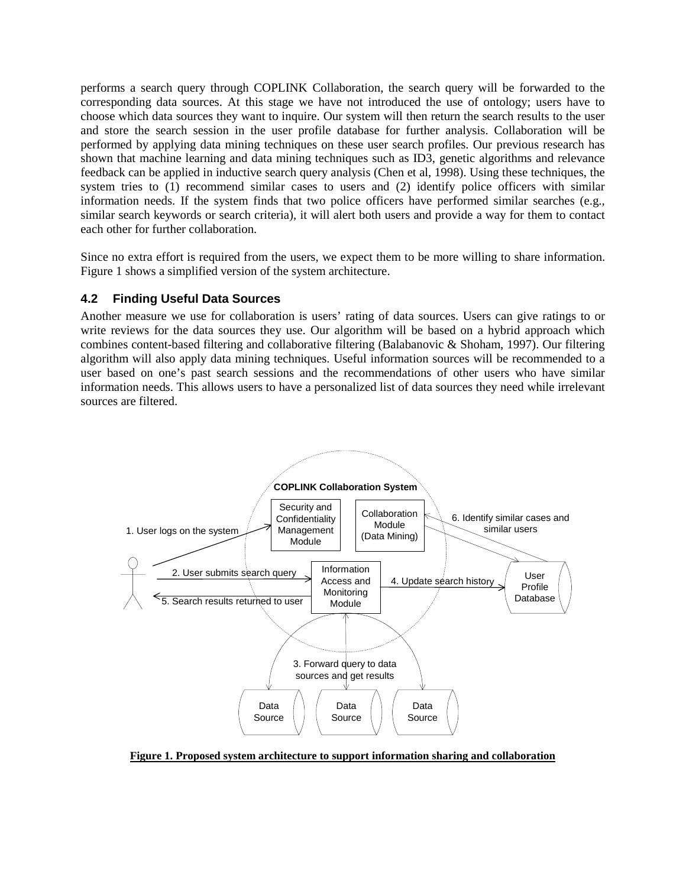performs a search query through COPLINK Collaboration, the search query will be forwarded to the corresponding data sources. At this stage we have not introduced the use of ontology; users have to choose which data sources they want to inquire. Our system will then return the search results to the user and store the search session in the user profile database for further analysis. Collaboration will be performed by applying data mining techniques on these user search profiles. Our previous research has shown that machine learning and data mining techniques such as ID3, genetic algorithms and relevance feedback can be applied in inductive search query analysis (Chen et al, 1998). Using these techniques, the system tries to (1) recommend similar cases to users and (2) identify police officers with similar information needs. If the system finds that two police officers have performed similar searches (e.g., similar search keywords or search criteria), it will alert both users and provide a way for them to contact each other for further collaboration.

Since no extra effort is required from the users, we expect them to be more willing to share information. Figure 1 shows a simplified version of the system architecture.

### 4.2 Finding Useful Data Sources

Another measure we use for collaboration is users' rating of data sources. Users can give ratings to or write reviews for the data sources they use. Our algorithm will be based on a hybrid approach which combines content-based filtering and collaborative filtering (Balabanovic & Shoham, 1997). Our filtering algorithm will also apply data mining techniques. Useful information sources will be recommended to a user based on one's past search sessions and the recommendations of other users who have similar information needs. This allows users to have a personalized list of data sources they need while irrelevant sources are filtered.

COPLINK Collaboration System

Security and Confidentiality Management Module

Collaboration Module (Data Mining)

Information Access and Monitoring Module

User Profile Database

Data Source

Data Source

Data Source

1. User logs on the system

2. User submits search query

3. Forward query to data sources and get results

4. Update search history

5. Search results returned to user

6. Identify similar cases and similar users

**Figure 1. Proposed system architecture to support information sharing and collaboration**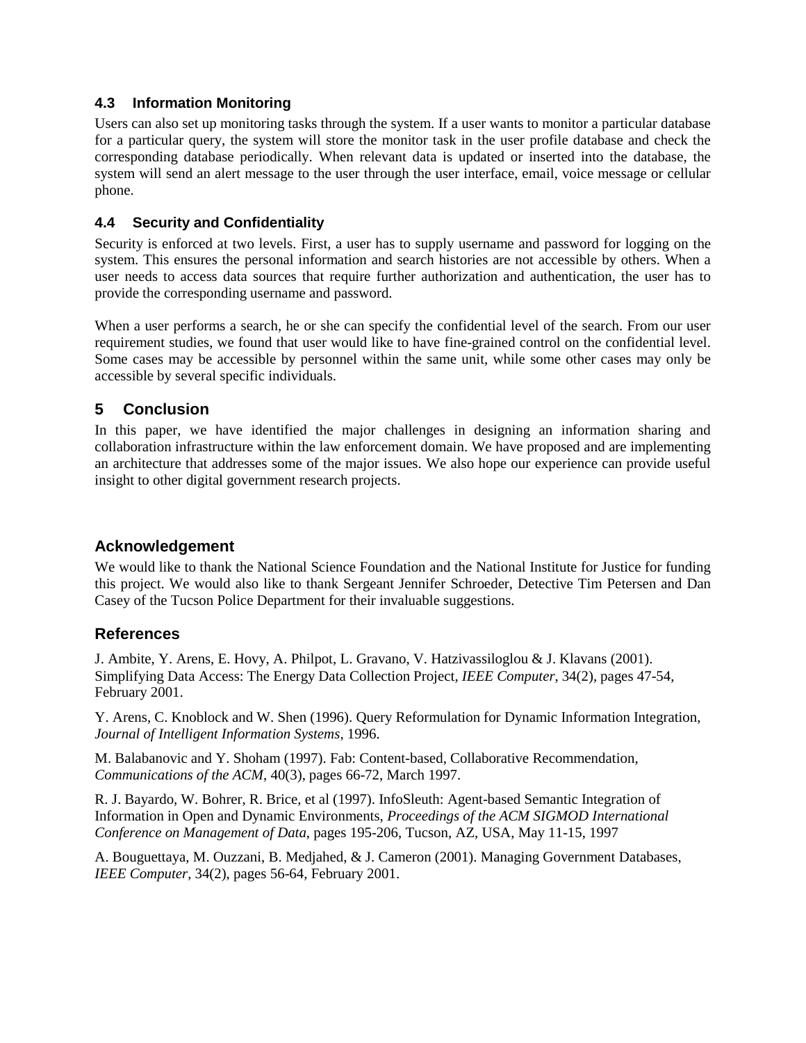### 4.3 Information Monitoring

Users can also set up monitoring tasks through the system. If a user wants to monitor a particular database for a particular query, the system will store the monitor task in the user profile database and check the corresponding database periodically. When relevant data is updated or inserted into the database, the system will send an alert message to the user through the user interface, email, voice message or cellular phone.

### 4.4 Security and Confidentiality

Security is enforced at two levels. First, a user has to supply username and password for logging on the system. This ensures the personal information and search histories are not accessible by others. When a user needs to access data sources that require further authorization and authentication, the user has to provide the corresponding username and password.

When a user performs a search, he or she can specify the confidential level of the search. From our user requirement studies, we found that user would like to have fine-grained control on the confidential level. Some cases may be accessible by personnel within the same unit, while some other cases may only be accessible by several specific individuals.

## 5 Conclusion

In this paper, we have identified the major challenges in designing an information sharing and collaboration infrastructure within the law enforcement domain. We have proposed and are implementing an architecture that addresses some of the major issues. We also hope our experience can provide useful insight to other digital government research projects.

## Acknowledgement

We would like to thank the National Science Foundation and the National Institute for Justice for funding this project. We would also like to thank Sergeant Jennifer Schroeder, Detective Tim Petersen and Dan Casey of the Tucson Police Department for their invaluable suggestions.

## References

J. Ambite, Y. Arens, E. Hovy, A. Philpot, L. Gravano, V. Hatzivassiloglou & J. Klavans (2001). Simplifying Data Access: The Energy Data Collection Project, *IEEE Computer*, 34(2), pages 47-54, February 2001.

Y. Arens, C. Knoblock and W. Shen (1996). Query Reformulation for Dynamic Information Integration, *Journal of Intelligent Information Systems*, 1996.

M. Balabanovic and Y. Shoham (1997). Fab: Content-based, Collaborative Recommendation, *Communications of the ACM*, 40(3), pages 66-72, March 1997.

R. J. Bayardo, W. Bohrer, R. Brice, et al (1997). InfoSleuth: Agent-based Semantic Integration of Information in Open and Dynamic Environments, *Proceedings of the ACM SIGMOD International Conference on Management of Data*, pages 195-206, Tucson, AZ, USA, May 11-15, 1997

A. Bouguettaya, M. Ouzzani, B. Medjahed, & J. Cameron (2001). Managing Government Databases, *IEEE Computer*, 34(2), pages 56-64, February 2001.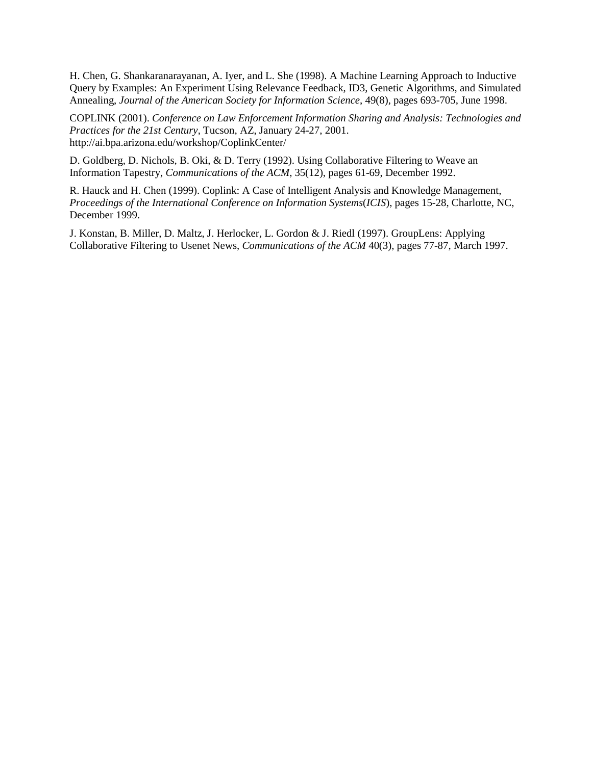H. Chen, G. Shankaranarayanan, A. Iyer, and L. She (1998). A Machine Learning Approach to Inductive Query by Examples: An Experiment Using Relevance Feedback, ID3, Genetic Algorithms, and Simulated Annealing, *Journal of the American Society for Information Science*, 49(8), pages 693-705, June 1998.

COPLINK (2001). *Conference on Law Enforcement Information Sharing and Analysis: Technologies and Practices for the 21st Century*, Tucson, AZ, January 24-27, 2001. http://ai.bpa.arizona.edu/workshop/CoplinkCenter/

D. Goldberg, D. Nichols, B. Oki, & D. Terry (1992). Using Collaborative Filtering to Weave an Information Tapestry, *Communications of the ACM*, 35(12), pages 61-69, December 1992.

R. Hauck and H. Chen (1999). Coplink: A Case of Intelligent Analysis and Knowledge Management, *Proceedings of the International Conference on Information Systems*(*ICIS*), pages 15-28, Charlotte, NC, December 1999.

J. Konstan, B. Miller, D. Maltz, J. Herlocker, L. Gordon & J. Riedl (1997). GroupLens: Applying Collaborative Filtering to Usenet News, *Communications of the ACM* 40(3), pages 77-87, March 1997.